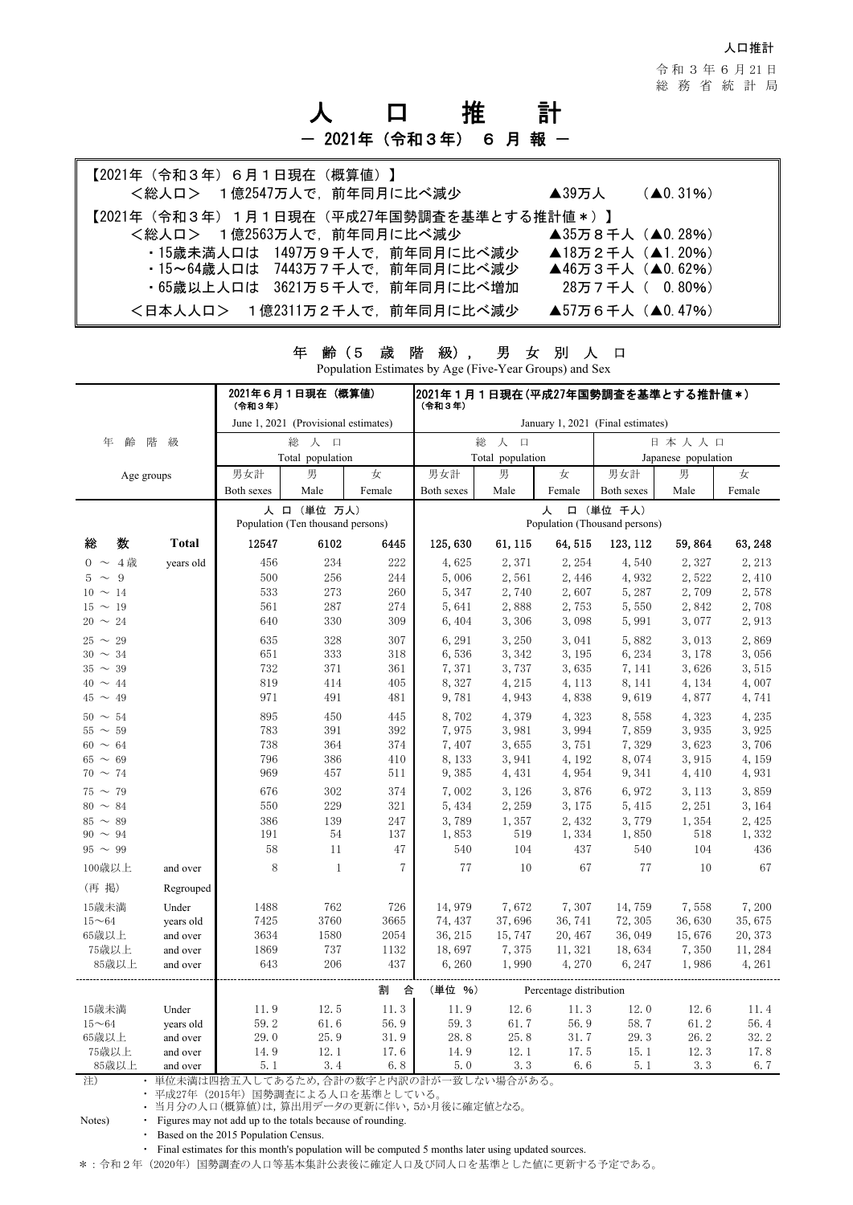人口推計

令和３年６月21日
総務省統計局

# 人　口　推　計

## － 2021年（令和３年）　６ 月 報 －

【2021年（令和３年）６月１日現在（概算値）】
＜総人口＞　１億2547万人で，前年同月に比べ減少　▲39万人　（▲0.31%）

【2021年（令和３年）１月１日現在（平成27年国勢調査を基準とする推計値＊）】
＜総人口＞　１億2563万人で，前年同月に比べ減少　▲35万８千人（▲0.28%）
・15歳未満人口は　1497万９千人で，前年同月に比べ減少　▲18万２千人（▲1.20%）
・15～64歳人口は　7443万７千人で，前年同月に比べ減少　▲46万３千人（▲0.62%）
・65歳以上人口は　3621万５千人で，前年同月に比べ増加　28万７千人（ 0.80%）
＜日本人人口＞　1億2311万２千人で，前年同月に比べ減少　▲57万６千人（▲0.47%）

### 年齢（5歳階級），男女別人口
Population Estimates by Age (Five-Year Groups) and Sex

| 年齢階級 Age groups | | 2021年６月１日現在（概算値）（令和３年） June 1, 2021 (Provisional estimates) 総人口 Total population | | | 2021年１月１日現在（平成27年国勢調査を基準とする推計値＊）（令和３年） January 1, 2021 (Final estimates) 総人口 Total population | | | 日本人人口 Japanese population | | |
|---|---|---|---|---|---|---|---|---|---|---|
| | | 男女計 Both sexes | 男 Male | 女 Female | 男女計 Both sexes | 男 Male | 女 Female | 男女計 Both sexes | 男 Male | 女 Female |
| | | 人口（単位 万人） Population (Ten thousand persons) | | | 人口（単位 千人） Population (Thousand persons) | | | | | |
| 総数 | Total | 12547 | 6102 | 6445 | 125,630 | 61,115 | 64,515 | 123,112 | 59,864 | 63,248 |
| 0 ～ 4歳 | years old | 456 | 234 | 222 | 4,625 | 2,371 | 2,254 | 4,540 | 2,327 | 2,213 |
| 5 ～ 9 | | 500 | 256 | 244 | 5,006 | 2,561 | 2,446 | 4,932 | 2,522 | 2,410 |
| 10 ～ 14 | | 533 | 273 | 260 | 5,347 | 2,740 | 2,607 | 5,287 | 2,709 | 2,578 |
| 15 ～ 19 | | 561 | 287 | 274 | 5,641 | 2,888 | 2,753 | 5,550 | 2,842 | 2,708 |
| 20 ～ 24 | | 640 | 330 | 309 | 6,404 | 3,306 | 3,098 | 5,991 | 3,077 | 2,913 |
| 25 ～ 29 | | 635 | 328 | 307 | 6,291 | 3,250 | 3,041 | 5,882 | 3,013 | 2,869 |
| 30 ～ 34 | | 651 | 333 | 318 | 6,536 | 3,342 | 3,195 | 6,234 | 3,178 | 3,056 |
| 35 ～ 39 | | 732 | 371 | 361 | 7,371 | 3,737 | 3,635 | 7,141 | 3,626 | 3,515 |
| 40 ～ 44 | | 819 | 414 | 405 | 8,327 | 4,215 | 4,113 | 8,141 | 4,134 | 4,007 |
| 45 ～ 49 | | 971 | 491 | 481 | 9,781 | 4,943 | 4,838 | 9,619 | 4,877 | 4,741 |
| 50 ～ 54 | | 895 | 450 | 445 | 8,702 | 4,379 | 4,323 | 8,558 | 4,323 | 4,235 |
| 55 ～ 59 | | 783 | 391 | 392 | 7,975 | 3,981 | 3,994 | 7,859 | 3,935 | 3,925 |
| 60 ～ 64 | | 738 | 364 | 374 | 7,407 | 3,655 | 3,751 | 7,329 | 3,623 | 3,706 |
| 65 ～ 69 | | 796 | 386 | 410 | 8,133 | 3,941 | 4,192 | 8,074 | 3,915 | 4,159 |
| 70 ～ 74 | | 969 | 457 | 511 | 9,385 | 4,431 | 4,954 | 9,341 | 4,410 | 4,931 |
| 75 ～ 79 | | 676 | 302 | 374 | 7,002 | 3,126 | 3,876 | 6,972 | 3,113 | 3,859 |
| 80 ～ 84 | | 550 | 229 | 321 | 5,434 | 2,259 | 3,175 | 5,415 | 2,251 | 3,164 |
| 85 ～ 89 | | 386 | 139 | 247 | 3,789 | 1,357 | 2,432 | 3,779 | 1,354 | 2,425 |
| 90 ～ 94 | | 191 | 54 | 137 | 1,853 | 519 | 1,334 | 1,850 | 518 | 1,332 |
| 95 ～ 99 | | 58 | 11 | 47 | 540 | 104 | 437 | 540 | 104 | 436 |
| 100歳以上 | and over | 8 | 1 | 7 | 77 | 10 | 67 | 77 | 10 | 67 |
| （再 掲） | Regrouped | | | | | | | | | |
| 15歳未満 | Under | 1488 | 762 | 726 | 14,979 | 7,672 | 7,307 | 14,759 | 7,558 | 7,200 |
| 15～64 | years old | 7425 | 3760 | 3665 | 74,437 | 37,696 | 36,741 | 72,305 | 36,630 | 35,675 |
| 65歳以上 | and over | 3634 | 1580 | 2054 | 36,215 | 15,747 | 20,467 | 36,049 | 15,676 | 20,373 |
| 75歳以上 | and over | 1869 | 737 | 1132 | 18,697 | 7,375 | 11,321 | 18,634 | 7,350 | 11,284 |
| 85歳以上 | and over | 643 | 206 | 437 | 6,260 | 1,990 | 4,270 | 6,247 | 1,986 | 4,261 |
| | | 割合（単位 %） Percentage distribution | | | | | | | | |
| 15歳未満 | Under | 11.9 | 12.5 | 11.3 | 11.9 | 12.6 | 11.3 | 12.0 | 12.6 | 11.4 |
| 15～64 | years old | 59.2 | 61.6 | 56.9 | 59.3 | 61.7 | 56.9 | 58.7 | 61.2 | 56.4 |
| 65歳以上 | and over | 29.0 | 25.9 | 31.9 | 28.8 | 25.8 | 31.7 | 29.3 | 26.2 | 32.2 |
| 75歳以上 | and over | 14.9 | 12.1 | 17.6 | 14.9 | 12.1 | 17.5 | 15.1 | 12.3 | 17.8 |
| 85歳以上 | and over | 5.1 | 3.4 | 6.8 | 5.0 | 3.3 | 6.6 | 5.1 | 3.3 | 6.7 |

注）
・単位未満は四捨五入してあるため，合計の数字と内訳の計が一致しない場合がある。
・平成27年（2015年）国勢調査による人口を基準としている。
・当月分の人口(概算値)は，算出用データの更新に伴い，5か月後に確定値となる。

Notes)
・Figures may not add up to the totals because of rounding.
・Based on the 2015 Population Census.
・Final estimates for this month's population will be computed 5 months later using updated sources.

＊：令和２年（2020年）国勢調査の人口等基本集計公表後に確定人口及び同人口を基準とした値に更新する予定である。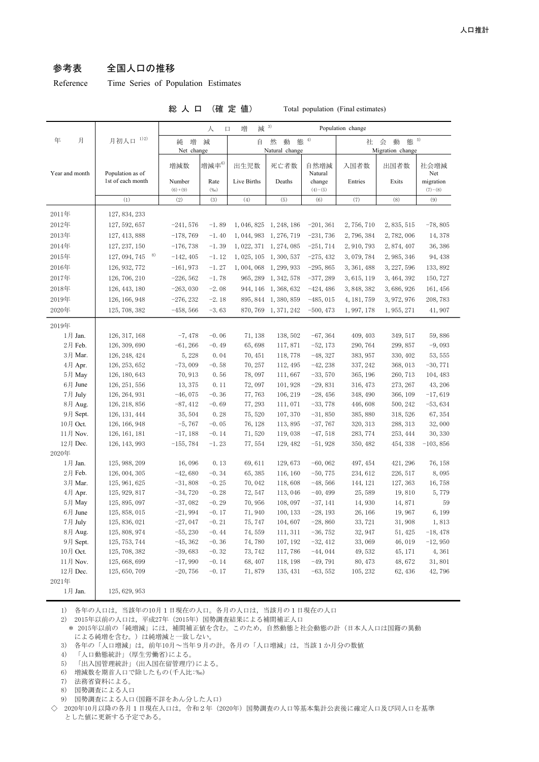# 参考表　全国人口の推移

Reference　Time Series of Population Estimates

総 人 口 （確 定 値）　Total population (Final estimates)

| 年　月 | 月初人口 1)2) | 人口増減 3) Population change | | | | | | | |
|---|---|---|---|---|---|---|---|---|---|
| | | 純増減 Net change | | 自然動態 4) Natural change | | | 社会動態 5) Migration change | | |
| Year and month | Population as of 1st of each month | 増減数 Number (6)+(9) | 増減率6) Rate (‰) | 出生児数 Live Births | 死亡者数 Deaths | 自然増減 Natural change (4)−(5) | 入国者数 Entries | 出国者数 Exits | 社会増減 Net migration (7)−(8) |
| | (1) | (2) | (3) | (4) | (5) | (6) | (7) | (8) | (9) |
| 2011年 | 127, 834, 233 | | | | | | | | |
| 2012年 | 127, 592, 657 | −241, 576 | −1. 89 | 1, 046, 825 | 1, 248, 186 | −201, 361 | 2, 756, 710 | 2, 835, 515 | −78, 805 |
| 2013年 | 127, 413, 888 | −178, 769 | −1. 40 | 1, 044, 983 | 1, 276, 719 | −231, 736 | 2, 796, 384 | 2, 782, 006 | 14, 378 |
| 2014年 | 127, 237, 150 | −176, 738 | −1. 39 | 1, 022, 371 | 1, 274, 085 | −251, 714 | 2, 910, 793 | 2, 874, 407 | 36, 386 |
| 2015年 | 127, 094, 745 8) | −142, 405 | −1. 12 | 1, 025, 105 | 1, 300, 537 | −275, 432 | 3, 079, 784 | 2, 985, 346 | 94, 438 |
| 2016年 | 126, 932, 772 | −161, 973 | −1. 27 | 1, 004, 068 | 1, 299, 933 | −295, 865 | 3, 361, 488 | 3, 227, 596 | 133, 892 |
| 2017年 | 126, 706, 210 | −226, 562 | −1. 78 | 965, 289 | 1, 342, 578 | −377, 289 | 3, 615, 119 | 3, 464, 392 | 150, 727 |
| 2018年 | 126, 443, 180 | −263, 030 | −2. 08 | 944, 146 | 1, 368, 632 | −424, 486 | 3, 848, 382 | 3, 686, 926 | 161, 456 |
| 2019年 | 126, 166, 948 | −276, 232 | −2. 18 | 895, 844 | 1, 380, 859 | −485, 015 | 4, 181, 759 | 3, 972, 976 | 208, 783 |
| 2020年 | 125, 708, 382 | −458, 566 | −3. 63 | 870, 769 | 1, 371, 242 | −500, 473 | 1, 997, 178 | 1, 955, 271 | 41, 907 |
| 2019年 | | | | | | | | | |
| 1月 Jan. | 126, 317, 168 | −7, 478 | −0. 06 | 71, 138 | 138, 502 | −67, 364 | 409, 403 | 349, 517 | 59, 886 |
| 2月 Feb. | 126, 309, 690 | −61, 266 | −0. 49 | 65, 698 | 117, 871 | −52, 173 | 290, 764 | 299, 857 | −9, 093 |
| 3月 Mar. | 126, 248, 424 | 5, 228 | 0. 04 | 70, 451 | 118, 778 | −48, 327 | 383, 957 | 330, 402 | 53, 555 |
| 4月 Apr. | 126, 253, 652 | −73, 009 | −0. 58 | 70, 257 | 112, 495 | −42, 238 | 337, 242 | 368, 013 | −30, 771 |
| 5月 May | 126, 180, 643 | 70, 913 | 0. 56 | 78, 097 | 111, 667 | −33, 570 | 365, 196 | 260, 713 | 104, 483 |
| 6月 June | 126, 251, 556 | 13, 375 | 0. 11 | 72, 097 | 101, 928 | −29, 831 | 316, 473 | 273, 267 | 43, 206 |
| 7月 July | 126, 264, 931 | −46, 075 | −0. 36 | 77, 763 | 106, 219 | −28, 456 | 348, 490 | 366, 109 | −17, 619 |
| 8月 Aug. | 126, 218, 856 | −87, 412 | −0. 69 | 77, 293 | 111, 071 | −33, 778 | 446, 608 | 500, 242 | −53, 634 |
| 9月 Sept. | 126, 131, 444 | 35, 504 | 0. 28 | 75, 520 | 107, 370 | −31, 850 | 385, 880 | 318, 526 | 67, 354 |
| 10月 Oct. | 126, 166, 948 | −5, 767 | −0. 05 | 76, 128 | 113, 895 | −37, 767 | 320, 313 | 288, 313 | 32, 000 |
| 11月 Nov. | 126, 161, 181 | −17, 188 | −0. 14 | 71, 520 | 119, 038 | −47, 518 | 283, 774 | 253, 444 | 30, 330 |
| 12月 Dec. | 126, 143, 993 | −155, 784 | −1. 23 | 77, 554 | 129, 482 | −51, 928 | 350, 482 | 454, 338 | −103, 856 |
| 2020年 | | | | | | | | | |
| 1月 Jan. | 125, 988, 209 | 16, 096 | 0. 13 | 69, 611 | 129, 673 | −60, 062 | 497, 454 | 421, 296 | 76, 158 |
| 2月 Feb. | 126, 004, 305 | −42, 680 | −0. 34 | 65, 385 | 116, 160 | −50, 775 | 234, 612 | 226, 517 | 8, 095 |
| 3月 Mar. | 125, 961, 625 | −31, 808 | −0. 25 | 70, 042 | 118, 608 | −48, 566 | 144, 121 | 127, 363 | 16, 758 |
| 4月 Apr. | 125, 929, 817 | −34, 720 | −0. 28 | 72, 547 | 113, 046 | −40, 499 | 25, 589 | 19, 810 | 5, 779 |
| 5月 May | 125, 895, 097 | −37, 082 | −0. 29 | 70, 956 | 108, 097 | −37, 141 | 14, 930 | 14, 871 | 59 |
| 6月 June | 125, 858, 015 | −21, 994 | −0. 17 | 71, 940 | 100, 133 | −28, 193 | 26, 166 | 19, 967 | 6, 199 |
| 7月 July | 125, 836, 021 | −27, 047 | −0. 21 | 75, 747 | 104, 607 | −28, 860 | 33, 721 | 31, 908 | 1, 813 |
| 8月 Aug. | 125, 808, 974 | −55, 230 | −0. 44 | 74, 559 | 111, 311 | −36, 752 | 32, 947 | 51, 425 | −18, 478 |
| 9月 Sept. | 125, 753, 744 | −45, 362 | −0. 36 | 74, 780 | 107, 192 | −32, 412 | 33, 069 | 46, 019 | −12, 950 |
| 10月 Oct. | 125, 708, 382 | −39, 683 | −0. 32 | 73, 742 | 117, 786 | −44, 044 | 49, 532 | 45, 171 | 4, 361 |
| 11月 Nov. | 125, 668, 699 | −17, 990 | −0. 14 | 68, 407 | 118, 198 | −49, 791 | 80, 473 | 48, 672 | 31, 801 |
| 12月 Dec. | 125, 650, 709 | −20, 756 | −0. 17 | 71, 879 | 135, 431 | −63, 552 | 105, 232 | 62, 436 | 42, 796 |
| 2021年 | | | | | | | | | |
| 1月 Jan. | 125, 629, 953 | | | | | | | | |

1)　各年の人口は，当該年の10月１日現在の人口。各月の人口は，当該月の１日現在の人口

2)　2015年以前の人口は，平成27年（2015年）国勢調査結果による補間補正人口

　＊ 2015年以前の「純増減」には，補間補正値を含む。このため，自然動態と社会動態の計（日本人人口は国籍の異動による純増を含む。）は純増減と一致しない。

3)　各年の「人口増減」は，前年10月～当年９月の計。各月の「人口増減」は，当該１か月分の数値

4)　「人口動態統計」(厚生労働省)による。

5)　「出入国管理統計」(出入国在留管理庁)による。

6)　増減数を期首人口で除したもの(千人比:‰)

7)　法務省資料による。

8)　国勢調査による人口

9)　国勢調査による人口(国籍不詳をあん分した人口)

◇　2020年10月以降の各月１日現在人口は，令和２年（2020年）国勢調査の人口等基本集計公表後に確定人口及び同人口を基準とした値に更新する予定である。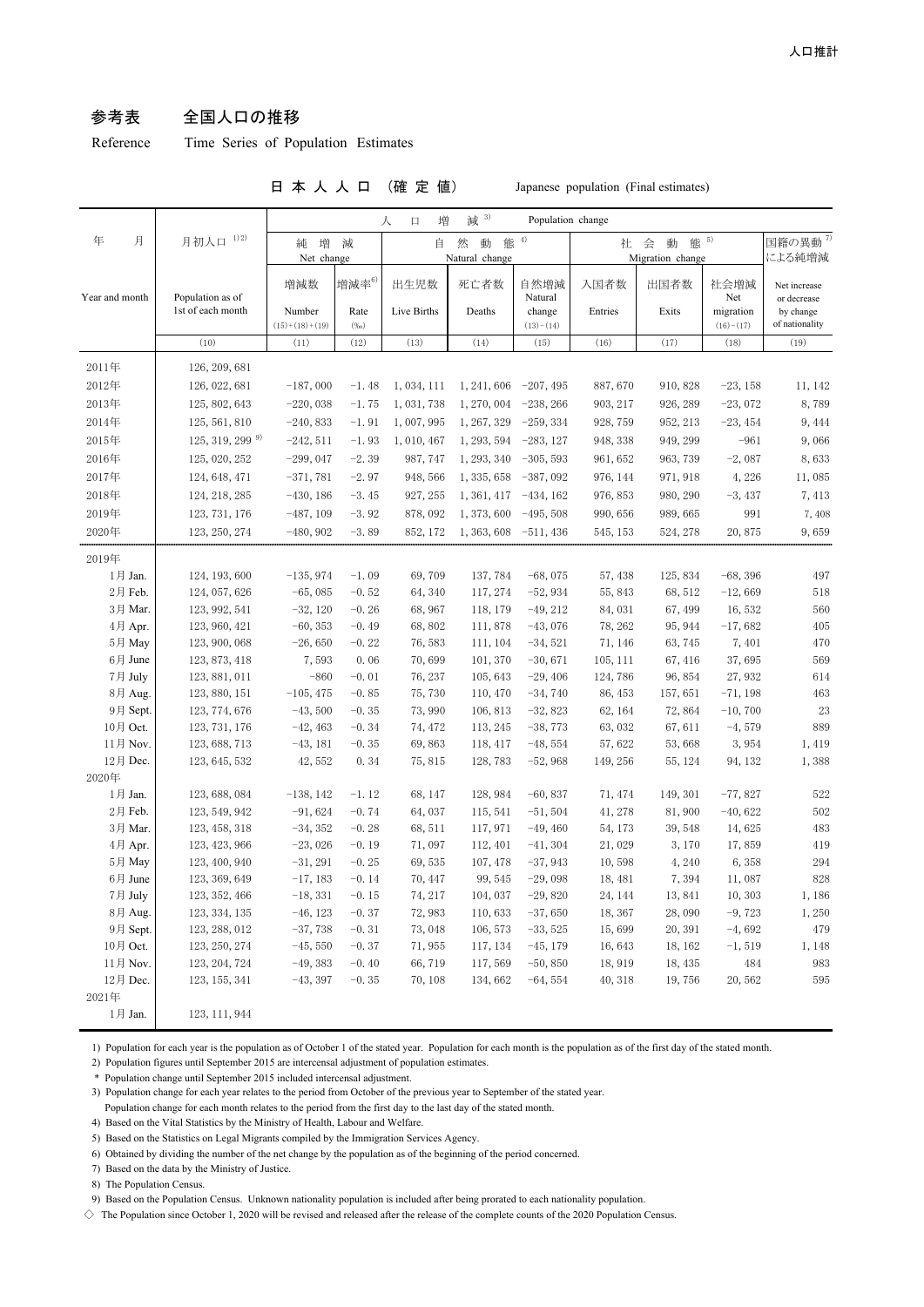## 参考表　全国人口の推移

Reference　Time Series of Population Estimates

日本人人口　（確定値）　Japanese population (Final estimates)

| 年　月 | 月初人口 1)2) | 人口増減 3) Population change | | | | | | | | |
|---|---|---|---|---|---|---|---|---|---|---|
| | | 純増減 Net change | | 自然動態 4) Natural change | | | 社会動態 5) Migration change | | | 国籍の異動 7) による純増減 |
| Year and month | Population as of 1st of each month | 増減数 Number (15)+(18)+(19) | 増減率 6) Rate (‰) | 出生児数 Live Births | 死亡者数 Deaths | 自然増減 Natural change (13)−(14) | 入国者数 Entries | 出国者数 Exits | 社会増減 Net migration (16)−(17) | Net increase or decrease by change of nationality |
| | (10) | (11) | (12) | (13) | (14) | (15) | (16) | (17) | (18) | (19) |
| 2011年 | 126, 209, 681 | | | | | | | | | |
| 2012年 | 126, 022, 681 | −187, 000 | −1. 48 | 1, 034, 111 | 1, 241, 606 | −207, 495 | 887, 670 | 910, 828 | −23, 158 | 11, 142 |
| 2013年 | 125, 802, 643 | −220, 038 | −1. 75 | 1, 031, 738 | 1, 270, 004 | −238, 266 | 903, 217 | 926, 289 | −23, 072 | 8, 789 |
| 2014年 | 125, 561, 810 | −240, 833 | −1. 91 | 1, 007, 995 | 1, 267, 329 | −259, 334 | 928, 759 | 952, 213 | −23, 454 | 9, 444 |
| 2015年 | 125, 319, 299 9) | −242, 511 | −1. 93 | 1, 010, 467 | 1, 293, 594 | −283, 127 | 948, 338 | 949, 299 | −961 | 9, 066 |
| 2016年 | 125, 020, 252 | −299, 047 | −2. 39 | 987, 747 | 1, 293, 340 | −305, 593 | 961, 652 | 963, 739 | −2, 087 | 8, 633 |
| 2017年 | 124, 648, 471 | −371, 781 | −2. 97 | 948, 566 | 1, 335, 658 | −387, 092 | 976, 144 | 971, 918 | 4, 226 | 11, 085 |
| 2018年 | 124, 218, 285 | −430, 186 | −3. 45 | 927, 255 | 1, 361, 417 | −434, 162 | 976, 853 | 980, 290 | −3, 437 | 7, 413 |
| 2019年 | 123, 731, 176 | −487, 109 | −3. 92 | 878, 092 | 1, 373, 600 | −495, 508 | 990, 656 | 989, 665 | 991 | 7, 408 |
| 2020年 | 123, 250, 274 | −480, 902 | −3. 89 | 852, 172 | 1, 363, 608 | −511, 436 | 545, 153 | 524, 278 | 20, 875 | 9, 659 |
| 2019年 | | | | | | | | | | |
| 1月 Jan. | 124, 193, 600 | −135, 974 | −1. 09 | 69, 709 | 137, 784 | −68, 075 | 57, 438 | 125, 834 | −68, 396 | 497 |
| 2月 Feb. | 124, 057, 626 | −65, 085 | −0. 52 | 64, 340 | 117, 274 | −52, 934 | 55, 843 | 68, 512 | −12, 669 | 518 |
| 3月 Mar. | 123, 992, 541 | −32, 120 | −0. 26 | 68, 967 | 118, 179 | −49, 212 | 84, 031 | 67, 499 | 16, 532 | 560 |
| 4月 Apr. | 123, 960, 421 | −60, 353 | −0. 49 | 68, 802 | 111, 878 | −43, 076 | 78, 262 | 95, 944 | −17, 682 | 405 |
| 5月 May | 123, 900, 068 | −26, 650 | −0. 22 | 76, 583 | 111, 104 | −34, 521 | 71, 146 | 63, 745 | 7, 401 | 470 |
| 6月 June | 123, 873, 418 | 7, 593 | 0. 06 | 70, 699 | 101, 370 | −30, 671 | 105, 111 | 67, 416 | 37, 695 | 569 |
| 7月 July | 123, 881, 011 | −860 | −0. 01 | 76, 237 | 105, 643 | −29, 406 | 124, 786 | 96, 854 | 27, 932 | 614 |
| 8月 Aug. | 123, 880, 151 | −105, 475 | −0. 85 | 75, 730 | 110, 470 | −34, 740 | 86, 453 | 157, 651 | −71, 198 | 463 |
| 9月 Sept. | 123, 774, 676 | −43, 500 | −0. 35 | 73, 990 | 106, 813 | −32, 823 | 62, 164 | 72, 864 | −10, 700 | 23 |
| 10月 Oct. | 123, 731, 176 | −42, 463 | −0. 34 | 74, 472 | 113, 245 | −38, 773 | 63, 032 | 67, 611 | −4, 579 | 889 |
| 11月 Nov. | 123, 688, 713 | −43, 181 | −0. 35 | 69, 863 | 118, 417 | −48, 554 | 57, 622 | 53, 668 | 3, 954 | 1, 419 |
| 12月 Dec. | 123, 645, 532 | 42, 552 | 0. 34 | 75, 815 | 128, 783 | −52, 968 | 149, 256 | 55, 124 | 94, 132 | 1, 388 |
| 2020年 | | | | | | | | | | |
| 1月 Jan. | 123, 688, 084 | −138, 142 | −1. 12 | 68, 147 | 128, 984 | −60, 837 | 71, 474 | 149, 301 | −77, 827 | 522 |
| 2月 Feb. | 123, 549, 942 | −91, 624 | −0. 74 | 64, 037 | 115, 541 | −51, 504 | 41, 278 | 81, 900 | −40, 622 | 502 |
| 3月 Mar. | 123, 458, 318 | −34, 352 | −0. 28 | 68, 511 | 117, 971 | −49, 460 | 54, 173 | 39, 548 | 14, 625 | 483 |
| 4月 Apr. | 123, 423, 966 | −23, 026 | −0. 19 | 71, 097 | 112, 401 | −41, 304 | 21, 029 | 3, 170 | 17, 859 | 419 |
| 5月 May | 123, 400, 940 | −31, 291 | −0. 25 | 69, 535 | 107, 478 | −37, 943 | 10, 598 | 4, 240 | 6, 358 | 294 |
| 6月 June | 123, 369, 649 | −17, 183 | −0. 14 | 70, 447 | 99, 545 | −29, 098 | 18, 481 | 7, 394 | 11, 087 | 828 |
| 7月 July | 123, 352, 466 | −18, 331 | −0. 15 | 74, 217 | 104, 037 | −29, 820 | 24, 144 | 13, 841 | 10, 303 | 1, 186 |
| 8月 Aug. | 123, 334, 135 | −46, 123 | −0. 37 | 72, 983 | 110, 633 | −37, 650 | 18, 367 | 28, 090 | −9, 723 | 1, 250 |
| 9月 Sept. | 123, 288, 012 | −37, 738 | −0. 31 | 73, 048 | 106, 573 | −33, 525 | 15, 699 | 20, 391 | −4, 692 | 479 |
| 10月 Oct. | 123, 250, 274 | −45, 550 | −0. 37 | 71, 955 | 117, 134 | −45, 179 | 16, 643 | 18, 162 | −1, 519 | 1, 148 |
| 11月 Nov. | 123, 204, 724 | −49, 383 | −0. 40 | 66, 719 | 117, 569 | −50, 850 | 18, 919 | 18, 435 | 484 | 983 |
| 12月 Dec. | 123, 155, 341 | −43, 397 | −0. 35 | 70, 108 | 134, 662 | −64, 554 | 40, 318 | 19, 756 | 20, 562 | 595 |
| 2021年 | | | | | | | | | | |
| 1月 Jan. | 123, 111, 944 | | | | | | | | | |

1) Population for each year is the population as of October 1 of the stated year. Population for each month is the population as of the first day of the stated month.

2) Population figures until September 2015 are intercensal adjustment of population estimates.

\* Population change until September 2015 included intercensal adjustment.

3) Population change for each year relates to the period from October of the previous year to September of the stated year.
Population change for each month relates to the period from the first day to the last day of the stated month.

4) Based on the Vital Statistics by the Ministry of Health, Labour and Welfare.

5) Based on the Statistics on Legal Migrants compiled by the Immigration Services Agency.

6) Obtained by dividing the number of the net change by the population as of the beginning of the period concerned.

7) Based on the data by the Ministry of Justice.

8) The Population Census.

9) Based on the Population Census. Unknown nationality population is included after being prorated to each nationality population.

◇ The Population since October 1, 2020 will be revised and released after the release of the complete counts of the 2020 Population Census.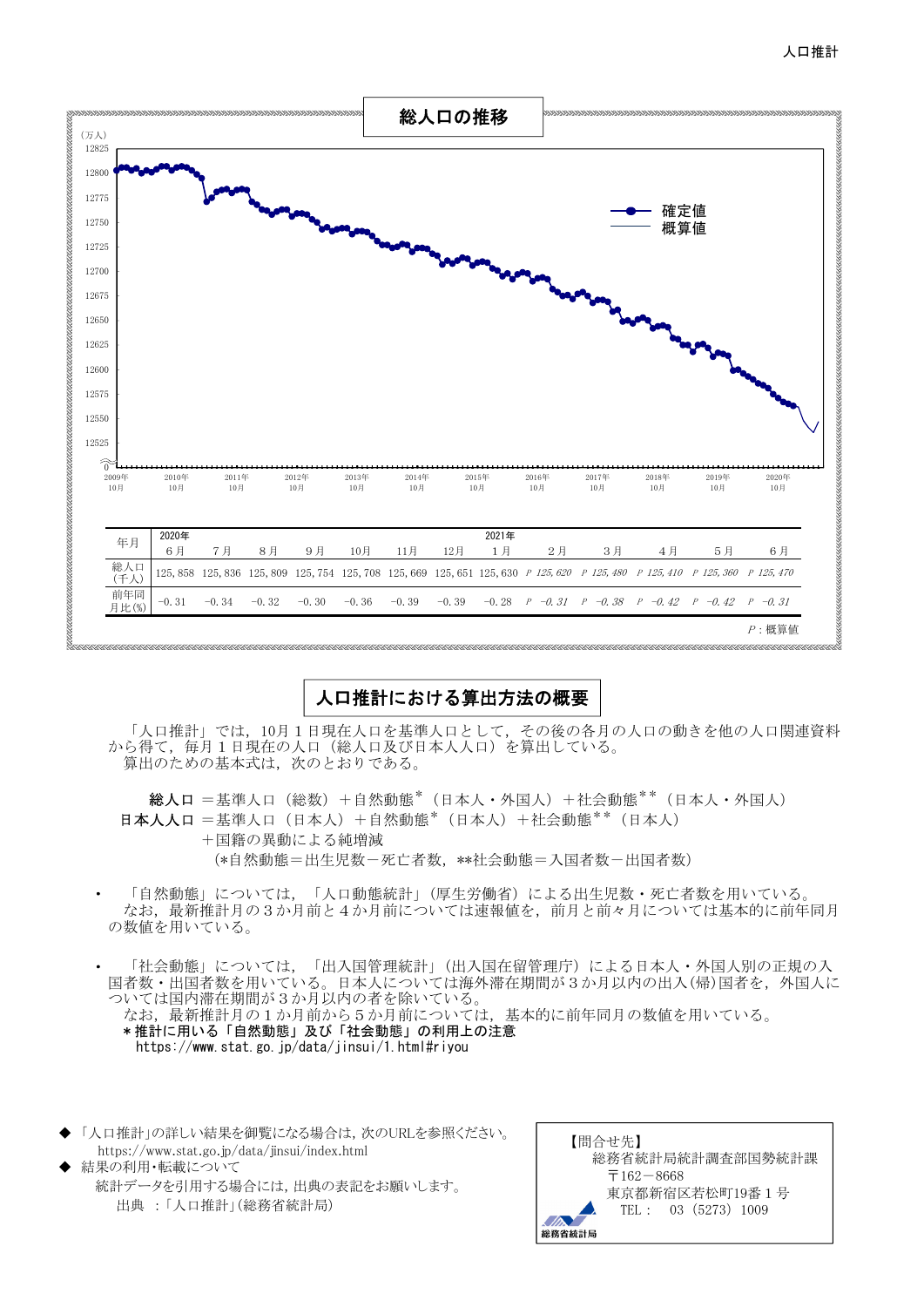## 総人口の推移

（万人）
12825
12800
12775
12750
12725
12700
12675
12650
12625
12600
12575
12550
12525
0

確定値
概算値

2009年10月　2010年10月　2011年10月　2012年10月　2013年10月　2014年10月　2015年10月　2016年10月　2017年10月　2018年10月　2019年10月　2020年10月

| 年月 | 2020年 6月 | 7月 | 8月 | 9月 | 10月 | 11月 | 12月 | 2021年 1月 | 2月 | 3月 | 4月 | 5月 | 6月 |
|---|---|---|---|---|---|---|---|---|---|---|---|---|---|
| 総人口（千人） | 125,858 | 125,836 | 125,809 | 125,754 | 125,708 | 125,669 | 125,651 | 125,630 | *P 125,620* | *P 125,480* | *P 125,410* | *P 125,360* | *P 125,470* |
| 前年同月比(%) | −0.31 | −0.34 | −0.32 | −0.30 | −0.36 | −0.39 | −0.39 | −0.28 | *P −0.31* | *P −0.38* | *P −0.42* | *P −0.42* | *P −0.31* |

*P*：概算値

## 人口推計における算出方法の概要

「人口推計」では，10月１日現在人口を基準人口として，その後の各月の人口の動きを他の人口関連資料から得て，毎月１日現在の人口（総人口及び日本人人口）を算出している。
算出のための基本式は，次のとおりである。

**総人口** ＝基準人口（総数）＋自然動態*（日本人・外国人）＋社会動態**（日本人・外国人）
**日本人人口** ＝基準人口（日本人）＋自然動態*（日本人）＋社会動態**（日本人）
＋国籍の異動による純増減
（*自然動態＝出生児数－死亡者数，**社会動態＝入国者数－出国者数）

- 「自然動態」については，「人口動態統計」（厚生労働省）による出生児数・死亡者数を用いている。
なお，最新推計月の３か月前と４か月前については速報値を，前月と前々月については基本的に前年同月の数値を用いている。

- 「社会動態」については，「出入国管理統計」（出入国在留管理庁）による日本人・外国人別の正規の入国者数・出国者数を用いている。日本人については海外滞在期間が３か月以内の出入(帰)国者を，外国人については国内滞在期間が３か月以内の者を除いている。
なお，最新推計月の１か月前から５か月前については，基本的に前年同月の数値を用いている。
＊推計に用いる「自然動態」及び「社会動態」の利用上の注意
https://www.stat.go.jp/data/jinsui/1.html#riyou

◆ 「人口推計」の詳しい結果を御覧になる場合は，次のURLを参照ください。
https://www.stat.go.jp/data/jinsui/index.html
◆ 結果の利用・転載について
統計データを引用する場合には，出典の表記をお願いします。
出典 ：「人口推計」（総務省統計局）

【問合せ先】
総務省統計局統計調査部国勢統計課
〒162－8668
東京都新宿区若松町19番１号
TEL： 03（5273）1009
総務省統計局